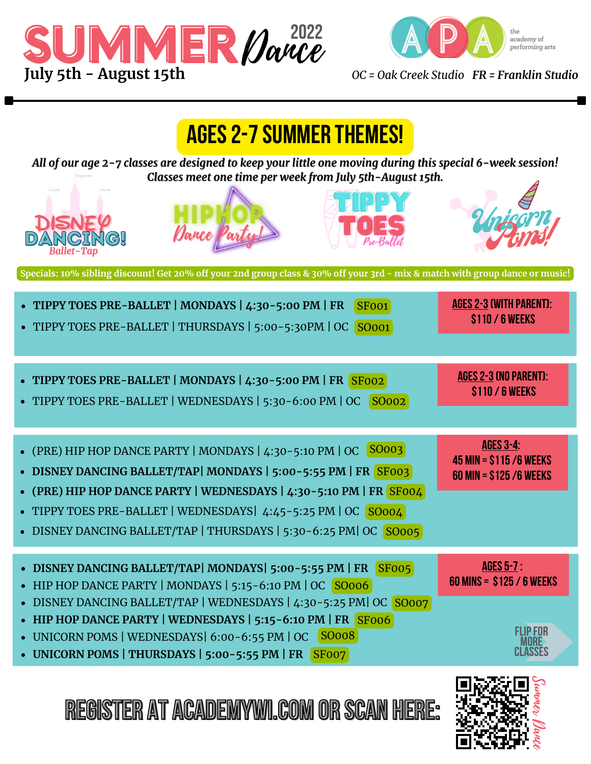# SUMMER Dance 2022

July 5th - August 15th

APA — the academy of performing arts

OC = Oak Creek Studio FR = Franklin Studio

## AGES 2-7 SUMMER THEMES!

*All of our age 2-7 classes are designed to keep your little one moving during this special 6-week session! Classes meet one time per week from July 5th-August 15th.*

DISNEY DANCING! Ballet-Tap | HIPHOP Dance Party! | TIPPY TOES Pre-Ballet | Unicorn Poms!

Specials: 10% sibling discount! Get 20% off your 2nd group class & 30% off your 3rd - mix & match with group dance or music!

**AGES 2-3 (WITH PARENT): $110 / 6 WEEKS**

- **TIPPY TOES PRE-BALLET | MONDAYS | 4:30-5:00 PM | FR** SF001
- TIPPY TOES PRE-BALLET | THURSDAYS | 5:00-5:30PM | OC SO001

**AGES 2-3 (NO PARENT): $110 / 6 WEEKS**

- **TIPPY TOES PRE-BALLET | MONDAYS | 4:30-5:00 PM | FR** SF002
- TIPPY TOES PRE-BALLET | WEDNESDAYS | 5:30-6:00 PM | OC SO002

**AGES 3-4: 45 MIN = $115 /6 WEEKS; 60 MIN = $125 /6 WEEKS**

- (PRE) HIP HOP DANCE PARTY | MONDAYS | 4:30-5:10 PM | OC SO003
- **DISNEY DANCING BALLET/TAP| MONDAYS | 5:00-5:55 PM | FR** SF003
- **(PRE) HIP HOP DANCE PARTY | WEDNESDAYS | 4:30-5:10 PM | FR** SF004
- TIPPY TOES PRE-BALLET | WEDNESDAYS| 4:45-5:25 PM | OC SO004
- DISNEY DANCING BALLET/TAP | THURSDAYS | 5:30-6:25 PM| OC SO005

**AGES 5-7: 60 MINS = $125 / 6 WEEKS**

- **DISNEY DANCING BALLET/TAP| MONDAYS| 5:00-5:55 PM | FR** SF005
- HIP HOP DANCE PARTY | MONDAYS | 5:15-6:10 PM | OC SO006
- DISNEY DANCING BALLET/TAP | WEDNESDAYS | 4:30-5:25 PM| OC SO007
- **HIP HOP DANCE PARTY | WEDNESDAYS | 5:15-6:10 PM | FR** SF006
- UNICORN POMS | WEDNESDAYS| 6:00-6:55 PM | OC SO008
- **UNICORN POMS | THURSDAYS | 5:00-5:55 PM | FR** SF007

FLIP FOR MORE CLASSES

REGISTER AT ACADEMYWI.COM OR SCAN HERE:

Summer Dance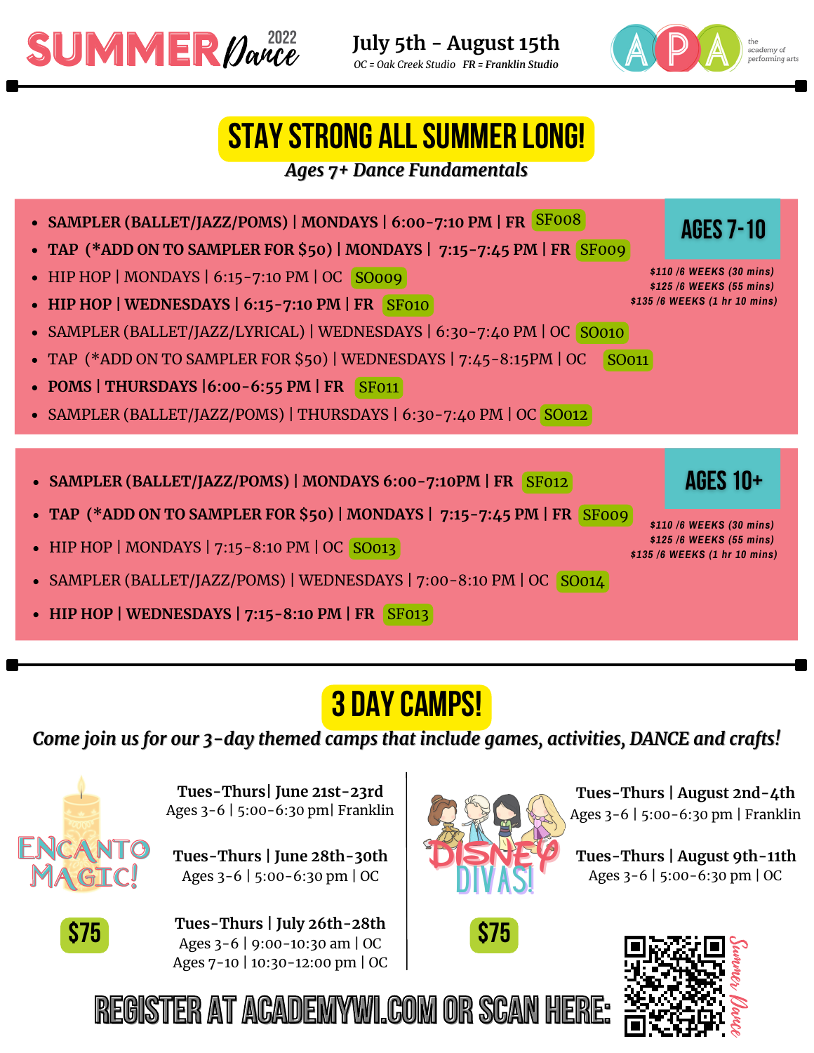# SUMMER Dance 2022

**July 5th - August 15th**

*OC = Oak Creek Studio FR = Franklin Studio*

APA the academy of performing arts

## STAY STRONG ALL SUMMER LONG!

***Ages 7+ Dance Fundamentals***

### AGES 7-10

*$110 /6 WEEKS (30 mins)*
*$125 /6 WEEKS (55 mins)*
*$135 /6 WEEKS (1 hr 10 mins)*

- **SAMPLER (BALLET/JAZZ/POMS) | MONDAYS | 6:00-7:10 PM | FR** SF008
- **TAP (*ADD ON TO SAMPLER FOR $50) | MONDAYS | 7:15-7:45 PM | FR** SF009
- HIP HOP | MONDAYS | 6:15-7:10 PM | OC SO009
- **HIP HOP | WEDNESDAYS | 6:15-7:10 PM | FR** SF010
- SAMPLER (BALLET/JAZZ/LYRICAL) | WEDNESDAYS | 6:30-7:40 PM | OC SO010
- TAP (*ADD ON TO SAMPLER FOR $50) | WEDNESDAYS | 7:45-8:15PM | OC SO011
- **POMS | THURSDAYS |6:00-6:55 PM | FR** SF011
- SAMPLER (BALLET/JAZZ/POMS) | THURSDAYS | 6:30-7:40 PM | OC SO012

### AGES 10+

*$110 /6 WEEKS (30 mins)*
*$125 /6 WEEKS (55 mins)*
*$135 /6 WEEKS (1 hr 10 mins)*

- **SAMPLER (BALLET/JAZZ/POMS) | MONDAYS 6:00-7:10PM | FR** SF012
- **TAP (*ADD ON TO SAMPLER FOR $50) | MONDAYS | 7:15-7:45 PM | FR** SF009
- HIP HOP | MONDAYS | 7:15-8:10 PM | OC SO013
- SAMPLER (BALLET/JAZZ/POMS) | WEDNESDAYS | 7:00-8:10 PM | OC SO014
- **HIP HOP | WEDNESDAYS | 7:15-8:10 PM | FR** SF013

## 3 DAY CAMPS!

***Come join us for our 3-day themed camps that include games, activities, DANCE and crafts!***

### ENCANTO MAGIC!

**$75**

**Tues-Thurs| June 21st-23rd**
Ages 3-6 | 5:00-6:30 pm| Franklin

**Tues-Thurs | June 28th-30th**
Ages 3-6 | 5:00-6:30 pm | OC

**Tues-Thurs | July 26th-28th**
Ages 3-6 | 9:00-10:30 am | OC
Ages 7-10 | 10:30-12:00 pm | OC

### DISNEY DIVAS!

**$75**

**Tues-Thurs | August 2nd-4th**
Ages 3-6 | 5:00-6:30 pm | Franklin

**Tues-Thurs | August 9th-11th**
Ages 3-6 | 5:00-6:30 pm | OC

**REGISTER AT ACADEMYWI.COM OR SCAN HERE:**

Summer Dance